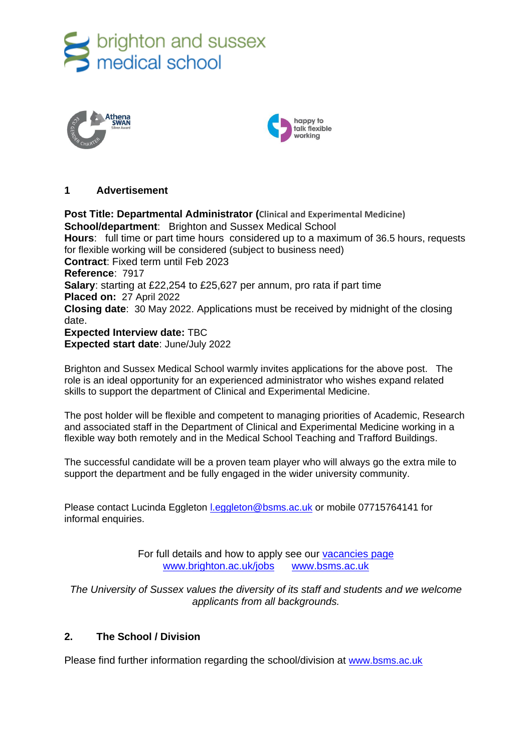brighton and sussex medical school

## 1 Advertisement

**Post Title: Departmental Administrator (Clinical and Experimental Medicine)**
**School/department**: Brighton and Sussex Medical School
**Hours**: full time or part time hours considered up to a maximum of 36.5 hours, requests for flexible working will be considered (subject to business need)
**Contract**: Fixed term until Feb 2023
**Reference**: 7917
**Salary**: starting at £22,254 to £25,627 per annum, pro rata if part time
**Placed on:** 27 April 2022
**Closing date**: 30 May 2022. Applications must be received by midnight of the closing date.
**Expected Interview date:** TBC
**Expected start date**: June/July 2022

Brighton and Sussex Medical School warmly invites applications for the above post. The role is an ideal opportunity for an experienced administrator who wishes expand related skills to support the department of Clinical and Experimental Medicine.

The post holder will be flexible and competent to managing priorities of Academic, Research and associated staff in the Department of Clinical and Experimental Medicine working in a flexible way both remotely and in the Medical School Teaching and Trafford Buildings.

The successful candidate will be a proven team player who will always go the extra mile to support the department and be fully engaged in the wider university community.

Please contact Lucinda Eggleton l.eggleton@bsms.ac.uk or mobile 07715764141 for informal enquiries.

For full details and how to apply see our vacancies page
www.brighton.ac.uk/jobs www.bsms.ac.uk

*The University of Sussex values the diversity of its staff and students and we welcome applicants from all backgrounds.*

## 2. The School / Division

Please find further information regarding the school/division at www.bsms.ac.uk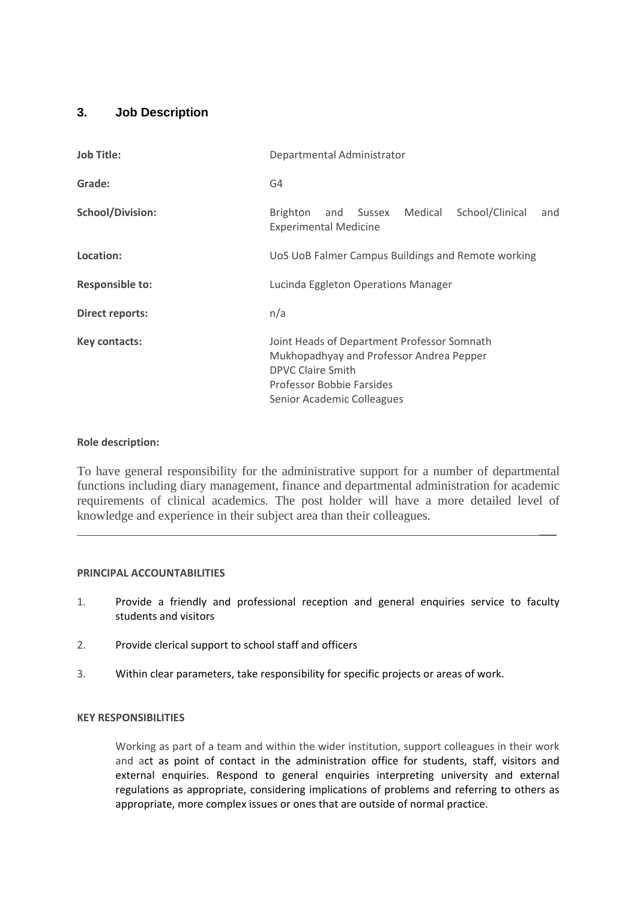## 3. Job Description

| | |
|---|---|
| **Job Title:** | Departmental Administrator |
| **Grade:** | G4 |
| **School/Division:** | Brighton and Sussex Medical School/Clinical and Experimental Medicine |
| **Location:** | UoS UoB Falmer Campus Buildings and Remote working |
| **Responsible to:** | Lucinda Eggleton Operations Manager |
| **Direct reports:** | n/a |
| **Key contacts:** | Joint Heads of Department Professor Somnath Mukhopadhyay and Professor Andrea Pepper<br>DPVC Claire Smith<br>Professor Bobbie Farsides<br>Senior Academic Colleagues |

**Role description:**

To have general responsibility for the administrative support for a number of departmental functions including diary management, finance and departmental administration for academic requirements of clinical academics. The post holder will have a more detailed level of knowledge and experience in their subject area than their colleagues.

---

**PRINCIPAL ACCOUNTABILITIES**

1. Provide a friendly and professional reception and general enquiries service to faculty students and visitors
2. Provide clerical support to school staff and officers
3. Within clear parameters, take responsibility for specific projects or areas of work.

**KEY RESPONSIBILITIES**

Working as part of a team and within the wider institution, support colleagues in their work and act as point of contact in the administration office for students, staff, visitors and external enquiries. Respond to general enquiries interpreting university and external regulations as appropriate, considering implications of problems and referring to others as appropriate, more complex issues or ones that are outside of normal practice.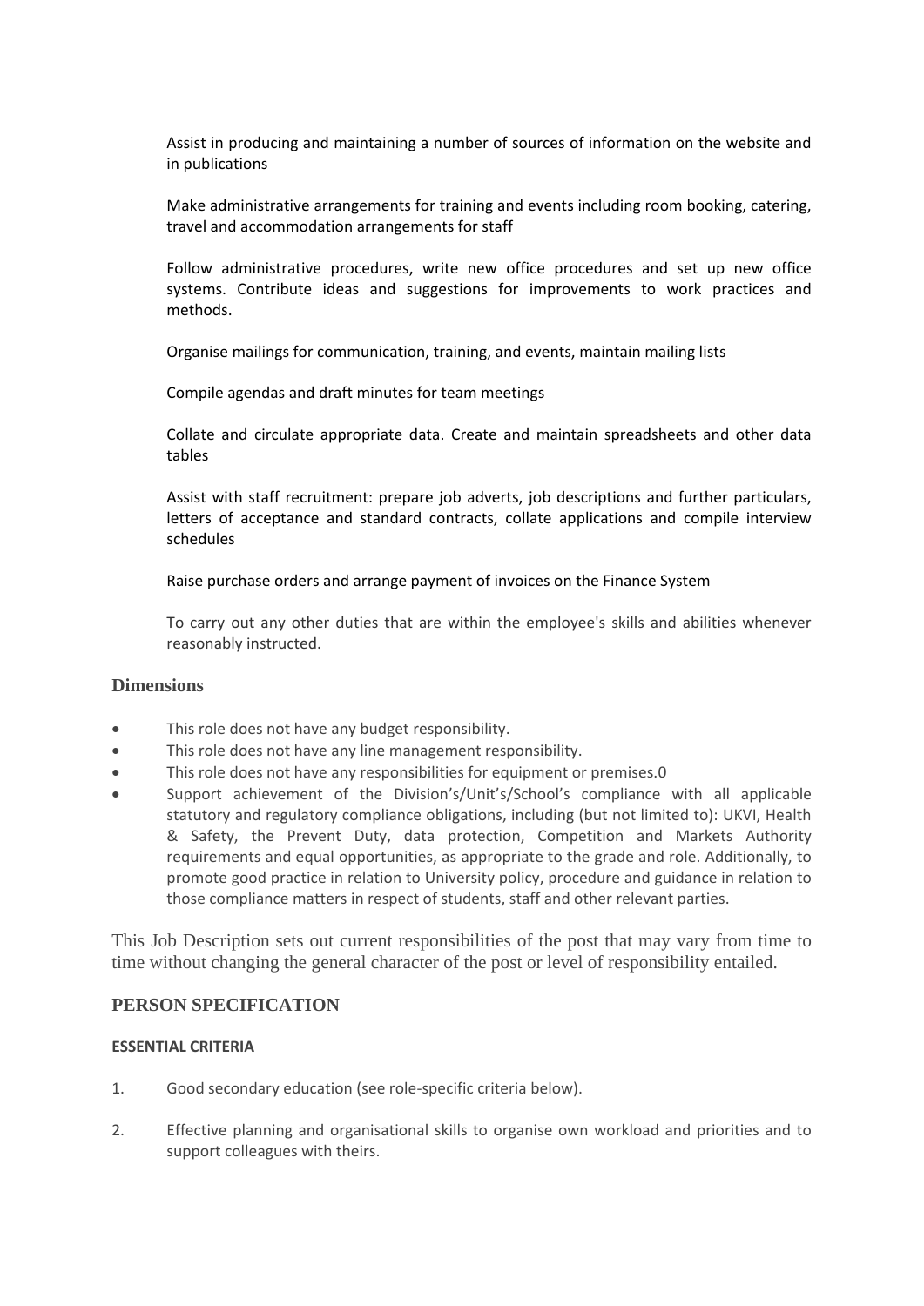Assist in producing and maintaining a number of sources of information on the website and in publications

Make administrative arrangements for training and events including room booking, catering, travel and accommodation arrangements for staff

Follow administrative procedures, write new office procedures and set up new office systems. Contribute ideas and suggestions for improvements to work practices and methods.

Organise mailings for communication, training, and events, maintain mailing lists

Compile agendas and draft minutes for team meetings

Collate and circulate appropriate data. Create and maintain spreadsheets and other data tables

Assist with staff recruitment: prepare job adverts, job descriptions and further particulars, letters of acceptance and standard contracts, collate applications and compile interview schedules

Raise purchase orders and arrange payment of invoices on the Finance System

To carry out any other duties that are within the employee's skills and abilities whenever reasonably instructed.

### Dimensions

- This role does not have any budget responsibility.
- This role does not have any line management responsibility.
- This role does not have any responsibilities for equipment or premises.0
- Support achievement of the Division's/Unit's/School's compliance with all applicable statutory and regulatory compliance obligations, including (but not limited to): UKVI, Health & Safety, the Prevent Duty, data protection, Competition and Markets Authority requirements and equal opportunities, as appropriate to the grade and role. Additionally, to promote good practice in relation to University policy, procedure and guidance in relation to those compliance matters in respect of students, staff and other relevant parties.

This Job Description sets out current responsibilities of the post that may vary from time to time without changing the general character of the post or level of responsibility entailed.

## PERSON SPECIFICATION

#### ESSENTIAL CRITERIA

1. Good secondary education (see role-specific criteria below).
2. Effective planning and organisational skills to organise own workload and priorities and to support colleagues with theirs.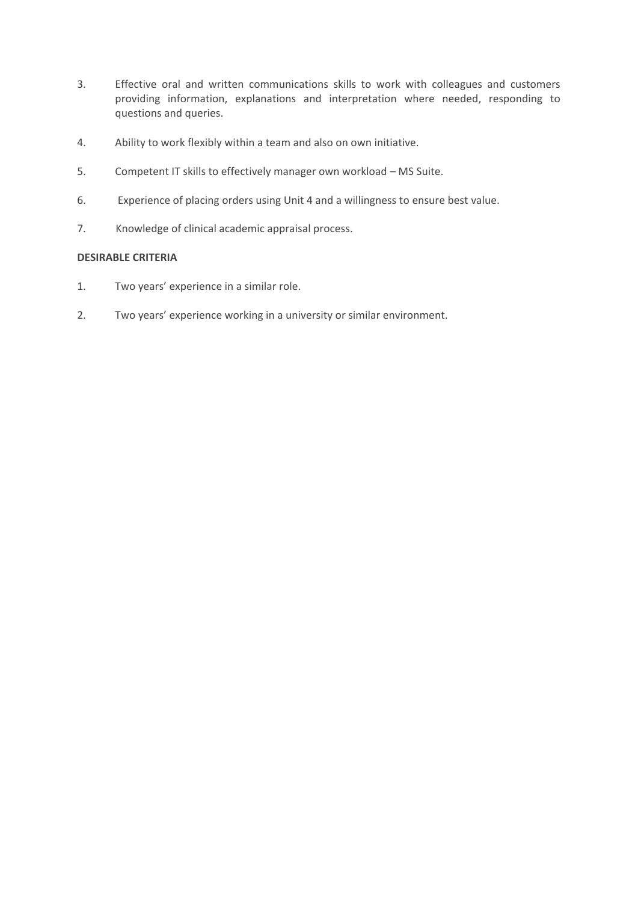3. Effective oral and written communications skills to work with colleagues and customers providing information, explanations and interpretation where needed, responding to questions and queries.

4. Ability to work flexibly within a team and also on own initiative.

5. Competent IT skills to effectively manager own workload – MS Suite.

6. Experience of placing orders using Unit 4 and a willingness to ensure best value.

7. Knowledge of clinical academic appraisal process.

**DESIRABLE CRITERIA**

1. Two years' experience in a similar role.

2. Two years' experience working in a university or similar environment.